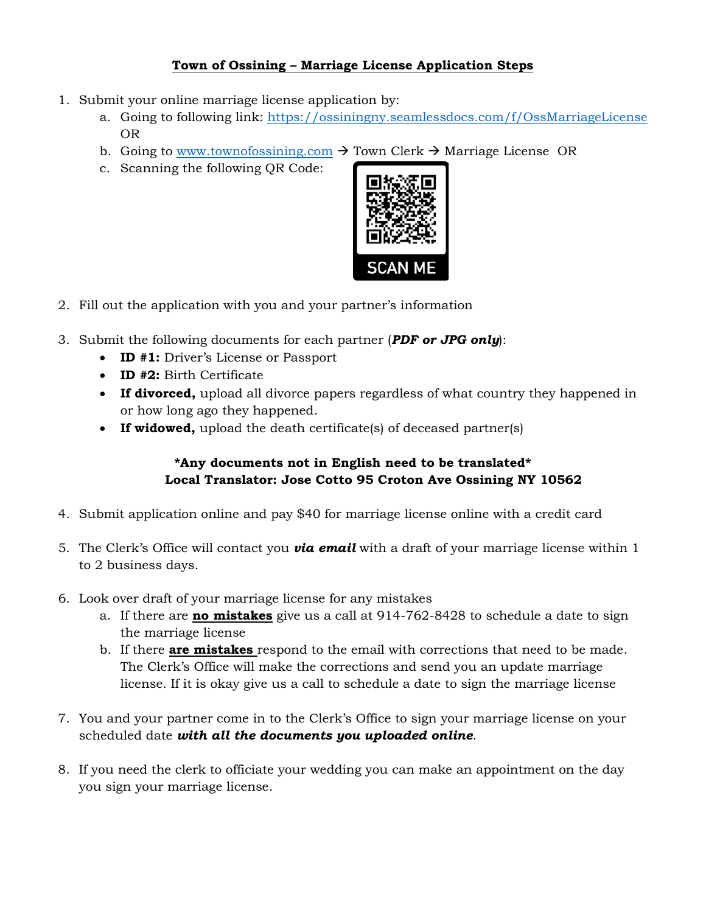# **Town of Ossining – Marriage License Application Steps**

1. Submit your online marriage license application by:
   a. Going to following link: https://ossiningny.seamlessdocs.com/f/OssMarriageLicense OR
   b. Going to www.townofossining.com → Town Clerk → Marriage License OR
   c. Scanning the following QR Code:

   SCAN ME

2. Fill out the application with you and your partner's information

3. Submit the following documents for each partner (***PDF or JPG only***):
   - **ID #1:** Driver's License or Passport
   - **ID #2:** Birth Certificate
   - **If divorced,** upload all divorce papers regardless of what country they happened in or how long ago they happened.
   - **If widowed,** upload the death certificate(s) of deceased partner(s)

**\*Any documents not in English need to be translated\***
**Local Translator: Jose Cotto 95 Croton Ave Ossining NY 10562**

4. Submit application online and pay $40 for marriage license online with a credit card

5. The Clerk's Office will contact you ***via email*** with a draft of your marriage license within 1 to 2 business days.

6. Look over draft of your marriage license for any mistakes
   a. If there are **no mistakes** give us a call at 914-762-8428 to schedule a date to sign the marriage license
   b. If there **are mistakes** respond to the email with corrections that need to be made. The Clerk's Office will make the corrections and send you an update marriage license. If it is okay give us a call to schedule a date to sign the marriage license

7. You and your partner come in to the Clerk's Office to sign your marriage license on your scheduled date ***with all the documents you uploaded online***.

8. If you need the clerk to officiate your wedding you can make an appointment on the day you sign your marriage license.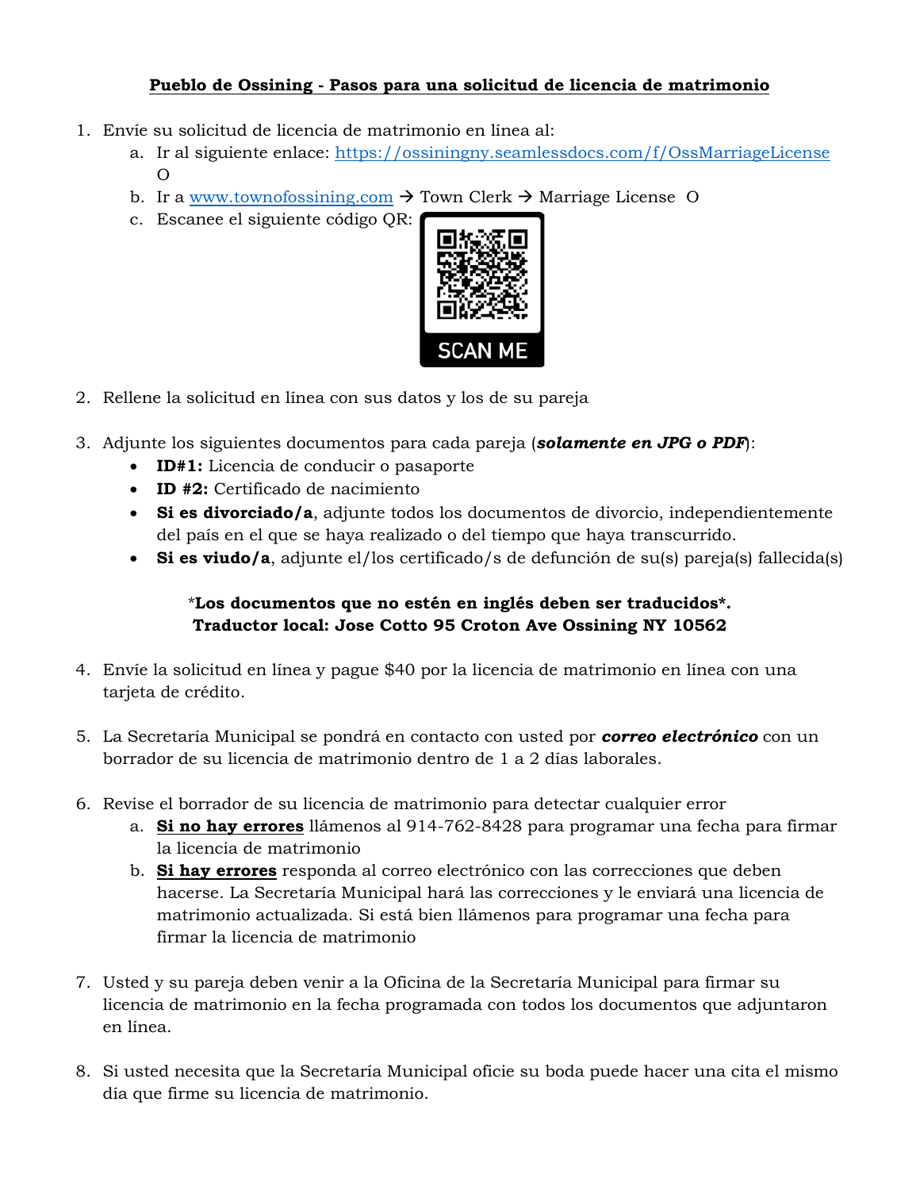**Pueblo de Ossining - Pasos para una solicitud de licencia de matrimonio**

1. Envíe su solicitud de licencia de matrimonio en línea al:
   a. Ir al siguiente enlace: https://ossiningny.seamlessdocs.com/f/OssMarriageLicense O
   b. Ir a www.townofossining.com → Town Clerk → Marriage License O
   c. Escanee el siguiente código QR:

SCAN ME

2. Rellene la solicitud en línea con sus datos y los de su pareja

3. Adjunte los siguientes documentos para cada pareja (***solamente en JPG o PDF***):
   - **ID#1:** Licencia de conducir o pasaporte
   - **ID #2:** Certificado de nacimiento
   - **Si es divorciado/a**, adjunte todos los documentos de divorcio, independientemente del país en el que se haya realizado o del tiempo que haya transcurrido.
   - **Si es viudo/a**, adjunte el/los certificado/s de defunción de su(s) pareja(s) fallecida(s)

**\*Los documentos que no estén en inglés deben ser traducidos\*.**
**Traductor local: Jose Cotto 95 Croton Ave Ossining NY 10562**

4. Envíe la solicitud en línea y pague $40 por la licencia de matrimonio en línea con una tarjeta de crédito.

5. La Secretaría Municipal se pondrá en contacto con usted por ***correo electrónico*** con un borrador de su licencia de matrimonio dentro de 1 a 2 días laborales.

6. Revise el borrador de su licencia de matrimonio para detectar cualquier error
   a. **Si no hay errores** llámenos al 914-762-8428 para programar una fecha para firmar la licencia de matrimonio
   b. **Si hay errores** responda al correo electrónico con las correcciones que deben hacerse. La Secretaría Municipal hará las correcciones y le enviará una licencia de matrimonio actualizada. Si está bien llámenos para programar una fecha para firmar la licencia de matrimonio

7. Usted y su pareja deben venir a la Oficina de la Secretaría Municipal para firmar su licencia de matrimonio en la fecha programada con todos los documentos que adjuntaron en línea.

8. Si usted necesita que la Secretaría Municipal oficie su boda puede hacer una cita el mismo día que firme su licencia de matrimonio.